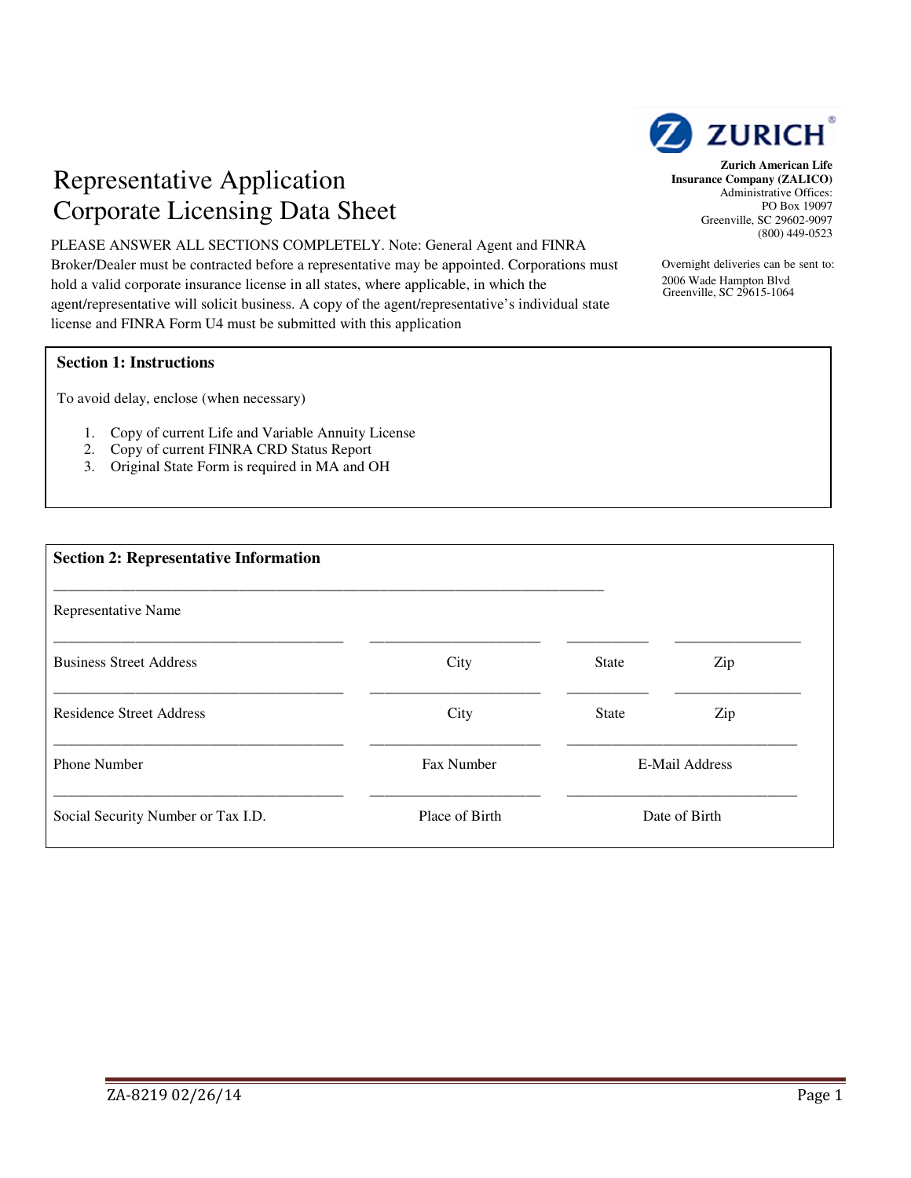ZURICH

**Zurich American Life Insurance Company (ZALICO)**
Administrative Offices:
PO Box 19097
Greenville, SC 29602-9097
(800) 449-0523

Overnight deliveries can be sent to:
2006 Wade Hampton Blvd
Greenville, SC 29615-1064

# Representative Application
# Corporate Licensing Data Sheet

PLEASE ANSWER ALL SECTIONS COMPLETELY. Note: General Agent and FINRA Broker/Dealer must be contracted before a representative may be appointed. Corporations must hold a valid corporate insurance license in all states, where applicable, in which the agent/representative will solicit business. A copy of the agent/representative's individual state license and FINRA Form U4 must be submitted with this application

## Section 1: Instructions

To avoid delay, enclose (when necessary)

1. Copy of current Life and Variable Annuity License
2. Copy of current FINRA CRD Status Report
3. Original State Form is required in MA and OH

## Section 2: Representative Information

______________________________________________________________

Representative Name

| | | | |
|---|---|---|---|
| ______________________ | ______________ | ________ | ________ |
| Business Street Address | City | State | Zip |
| ______________________ | ______________ | ________ | ________ |
| Residence Street Address | City | State | Zip |

| | | |
|---|---|---|
| ______________________ | ______________ | ______________________ |
| Phone Number | Fax Number | E-Mail Address |
| ______________________ | ______________ | ______________________ |
| Social Security Number or Tax I.D. | Place of Birth | Date of Birth |

ZA-8219 02/26/14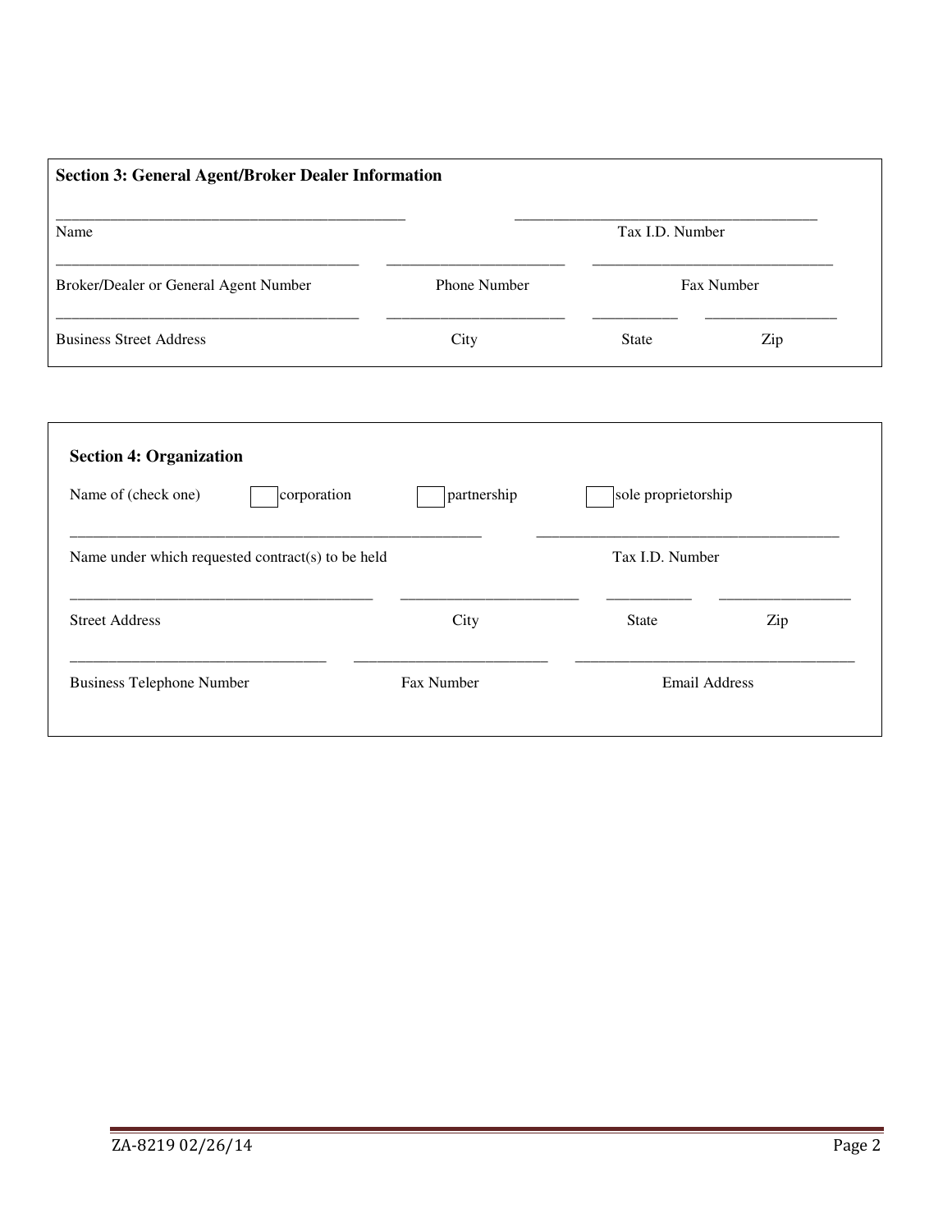**Section 3: General Agent/Broker Dealer Information**

_____________________________________________ &nbsp;&nbsp;&nbsp;&nbsp;&nbsp;&nbsp;&nbsp;&nbsp;&nbsp;&nbsp;&nbsp;&nbsp;&nbsp; _______________________________________
Name &nbsp;&nbsp;&nbsp;&nbsp;&nbsp;&nbsp;&nbsp;&nbsp;&nbsp;&nbsp;&nbsp;&nbsp;&nbsp;&nbsp;&nbsp;&nbsp;&nbsp;&nbsp;&nbsp;&nbsp;&nbsp;&nbsp;&nbsp;&nbsp;&nbsp;&nbsp;&nbsp;&nbsp;&nbsp;&nbsp;&nbsp;&nbsp;&nbsp;&nbsp;&nbsp;&nbsp;&nbsp;&nbsp;&nbsp;&nbsp;&nbsp;&nbsp;&nbsp;&nbsp;&nbsp;&nbsp;&nbsp;&nbsp; Tax I.D. Number

_______________________________________ &nbsp; _______________________ &nbsp; _______________________________
Broker/Dealer or General Agent Number &nbsp;&nbsp;&nbsp;&nbsp;&nbsp;&nbsp;&nbsp; Phone Number &nbsp;&nbsp;&nbsp;&nbsp;&nbsp;&nbsp;&nbsp;&nbsp;&nbsp;&nbsp;&nbsp;&nbsp;&nbsp;&nbsp;&nbsp;&nbsp; Fax Number

_______________________________________ &nbsp; _______________________ &nbsp; ___________ &nbsp; _________________
Business Street Address &nbsp;&nbsp;&nbsp;&nbsp;&nbsp;&nbsp;&nbsp;&nbsp;&nbsp;&nbsp;&nbsp;&nbsp;&nbsp;&nbsp;&nbsp;&nbsp;&nbsp;&nbsp;&nbsp;&nbsp;&nbsp;&nbsp;&nbsp;&nbsp;&nbsp;&nbsp;&nbsp;&nbsp; City &nbsp;&nbsp;&nbsp;&nbsp;&nbsp;&nbsp;&nbsp;&nbsp;&nbsp;&nbsp;&nbsp;&nbsp;&nbsp;&nbsp;&nbsp;&nbsp;&nbsp;&nbsp;&nbsp; State &nbsp;&nbsp;&nbsp;&nbsp;&nbsp;&nbsp;&nbsp;&nbsp;&nbsp;&nbsp;&nbsp; Zip

**Section 4: Organization**

Name of (check one) &nbsp;&nbsp;&nbsp; ☐ corporation &nbsp;&nbsp;&nbsp; ☐ partnership &nbsp;&nbsp;&nbsp; ☐ sole proprietorship

_____________________________________________________ &nbsp;&nbsp;&nbsp; _______________________________________
Name under which requested contract(s) to be held &nbsp;&nbsp;&nbsp;&nbsp;&nbsp;&nbsp;&nbsp;&nbsp;&nbsp;&nbsp;&nbsp;&nbsp;&nbsp;&nbsp;&nbsp;&nbsp;&nbsp;&nbsp;&nbsp;&nbsp;&nbsp;&nbsp;&nbsp;&nbsp; Tax I.D. Number

_______________________________________ &nbsp; _______________________ &nbsp; ___________ &nbsp; _________________
Street Address &nbsp;&nbsp;&nbsp;&nbsp;&nbsp;&nbsp;&nbsp;&nbsp;&nbsp;&nbsp;&nbsp;&nbsp;&nbsp;&nbsp;&nbsp;&nbsp;&nbsp;&nbsp;&nbsp;&nbsp;&nbsp;&nbsp;&nbsp;&nbsp;&nbsp;&nbsp;&nbsp;&nbsp;&nbsp;&nbsp;&nbsp;&nbsp;&nbsp;&nbsp;&nbsp;&nbsp;&nbsp;&nbsp; City &nbsp;&nbsp;&nbsp;&nbsp;&nbsp;&nbsp;&nbsp;&nbsp;&nbsp;&nbsp;&nbsp;&nbsp;&nbsp;&nbsp;&nbsp;&nbsp;&nbsp;&nbsp;&nbsp; State &nbsp;&nbsp;&nbsp;&nbsp;&nbsp;&nbsp;&nbsp;&nbsp;&nbsp;&nbsp;&nbsp; Zip

_________________________________ &nbsp; _________________________ &nbsp; ____________________________________
Business Telephone Number &nbsp;&nbsp;&nbsp;&nbsp;&nbsp;&nbsp;&nbsp;&nbsp;&nbsp;&nbsp;&nbsp;&nbsp;&nbsp;&nbsp;&nbsp;&nbsp;&nbsp; Fax Number &nbsp;&nbsp;&nbsp;&nbsp;&nbsp;&nbsp;&nbsp;&nbsp;&nbsp;&nbsp;&nbsp;&nbsp;&nbsp;&nbsp;&nbsp;&nbsp;&nbsp;&nbsp;&nbsp;&nbsp;&nbsp;&nbsp;&nbsp;&nbsp; Email Address

ZA-8219 02/26/14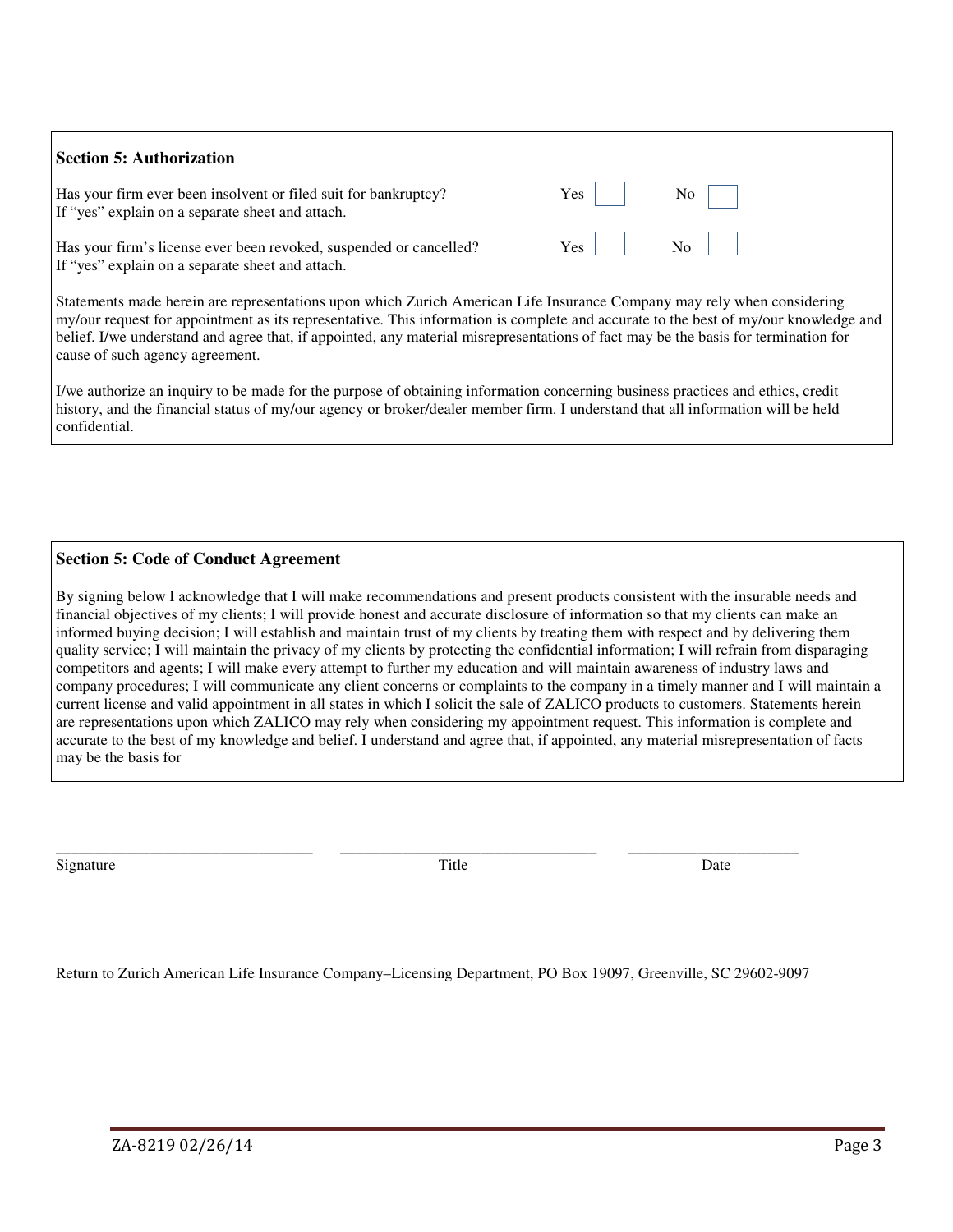## Section 5: Authorization

Has your firm ever been insolvent or filed suit for bankruptcy? Yes ☐ No ☐
If "yes" explain on a separate sheet and attach.

Has your firm's license ever been revoked, suspended or cancelled? Yes ☐ No ☐
If "yes" explain on a separate sheet and attach.

Statements made herein are representations upon which Zurich American Life Insurance Company may rely when considering my/our request for appointment as its representative. This information is complete and accurate to the best of my/our knowledge and belief. I/we understand and agree that, if appointed, any material misrepresentations of fact may be the basis for termination for cause of such agency agreement.

I/we authorize an inquiry to be made for the purpose of obtaining information concerning business practices and ethics, credit history, and the financial status of my/our agency or broker/dealer member firm. I understand that all information will be held confidential.

## Section 5: Code of Conduct Agreement

By signing below I acknowledge that I will make recommendations and present products consistent with the insurable needs and financial objectives of my clients; I will provide honest and accurate disclosure of information so that my clients can make an informed buying decision; I will establish and maintain trust of my clients by treating them with respect and by delivering them quality service; I will maintain the privacy of my clients by protecting the confidential information; I will refrain from disparaging competitors and agents; I will make every attempt to further my education and will maintain awareness of industry laws and company procedures; I will communicate any client concerns or complaints to the company in a timely manner and I will maintain a current license and valid appointment in all states in which I solicit the sale of ZALICO products to customers. Statements herein are representations upon which ZALICO may rely when considering my appointment request. This information is complete and accurate to the best of my knowledge and belief. I understand and agree that, if appointed, any material misrepresentation of facts may be the basis for

\_\_\_\_\_\_\_\_\_\_\_\_\_\_\_\_\_\_\_\_\_\_\_\_\_\_\_\_\_\_ \_\_\_\_\_\_\_\_\_\_\_\_\_\_\_\_\_\_\_\_\_\_\_\_\_\_\_\_\_\_ \_\_\_\_\_\_\_\_\_\_\_\_\_\_\_\_\_\_\_\_
Signature Title Date

Return to Zurich American Life Insurance Company–Licensing Department, PO Box 19097, Greenville, SC 29602-9097

ZA-8219 02/26/14